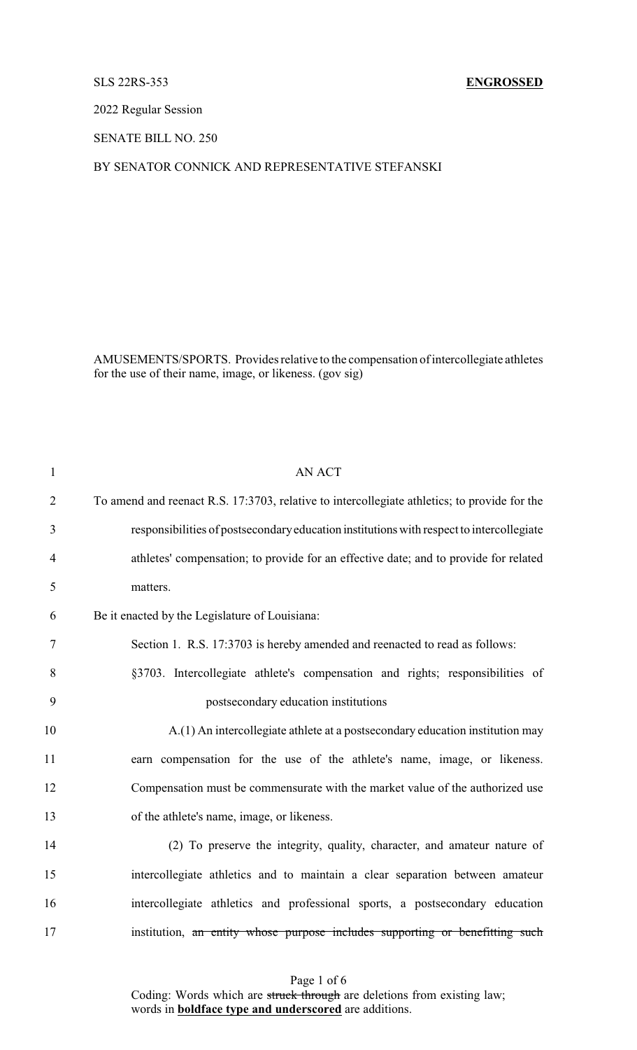SLS 22RS-353 **ENGROSSED**

2022 Regular Session

SENATE BILL NO. 250

BY SENATOR CONNICK AND REPRESENTATIVE STEFANSKI

AMUSEMENTS/SPORTS. Provides relative to the compensation of intercollegiate athletes for the use of their name, image, or likeness. (gov sig)

1 AN ACT

2 To amend and reenact R.S. 17:3703, relative to intercollegiate athletics; to provide for the

3 responsibilities of postsecondary education institutions with respect to intercollegiate

4 athletes' compensation; to provide for an effective date; and to provide for related

5 matters.

6 Be it enacted by the Legislature of Louisiana:

7 Section 1. R.S. 17:3703 is hereby amended and reenacted to read as follows:

8 §3703. Intercollegiate athlete's compensation and rights; responsibilities of

9 postsecondary education institutions

10 A.(1) An intercollegiate athlete at a postsecondary education institution may

11 earn compensation for the use of the athlete's name, image, or likeness.

12 Compensation must be commensurate with the market value of the authorized use

13 of the athlete's name, image, or likeness.

14 (2) To preserve the integrity, quality, character, and amateur nature of

15 intercollegiate athletics and to maintain a clear separation between amateur

16 intercollegiate athletics and professional sports, a postsecondary education

17 institution, ~~an entity whose purpose includes supporting or benefitting such~~

Coding: Words which are ~~struck through~~ are deletions from existing law; words in **boldface type and underscored** are additions.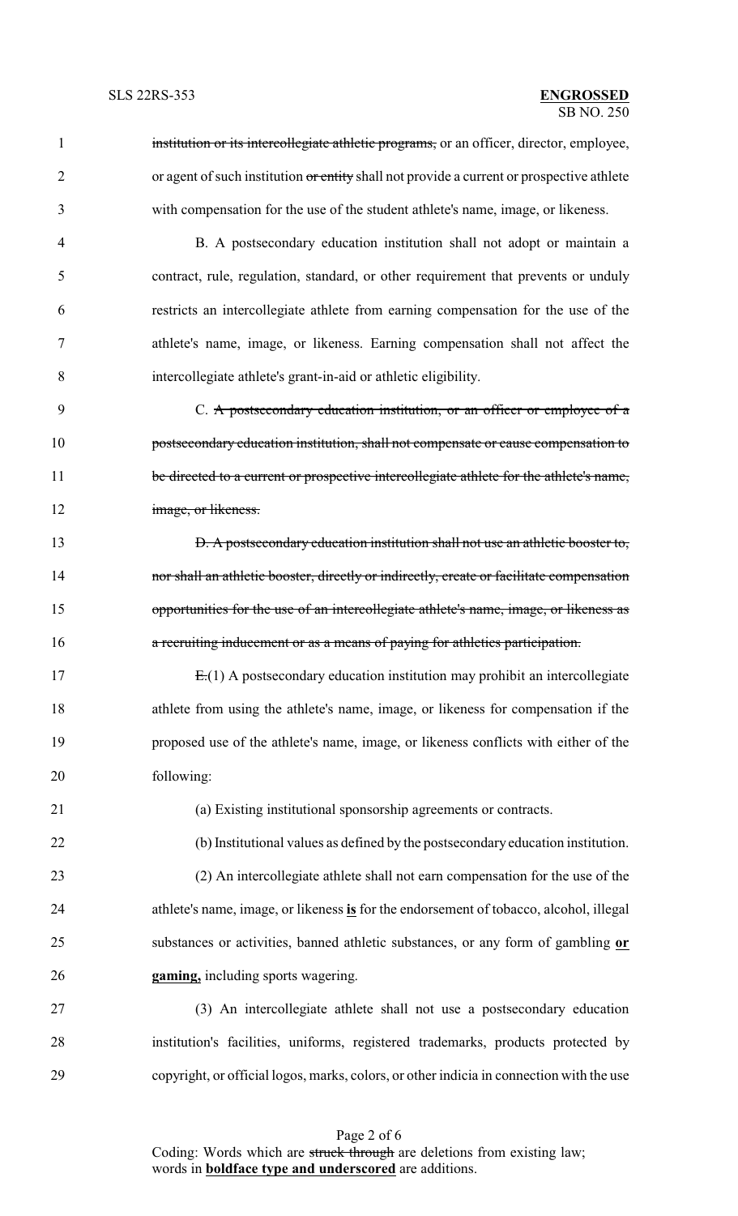~~institution or its intercollegiate athletic programs,~~ or an officer, director, employee, or agent of such institution ~~or entity~~ shall not provide a current or prospective athlete with compensation for the use of the student athlete's name, image, or likeness.

B. A postsecondary education institution shall not adopt or maintain a contract, rule, regulation, standard, or other requirement that prevents or unduly restricts an intercollegiate athlete from earning compensation for the use of the athlete's name, image, or likeness. Earning compensation shall not affect the intercollegiate athlete's grant-in-aid or athletic eligibility.

C. ~~A postsecondary education institution, or an officer or employee of a postsecondary education institution, shall not compensate or cause compensation to be directed to a current or prospective intercollegiate athlete for the athlete's name, image, or likeness.~~

~~D. A postsecondary education institution shall not use an athletic booster to, nor shall an athletic booster, directly or indirectly, create or facilitate compensation opportunities for the use of an intercollegiate athlete's name, image, or likeness as a recruiting inducement or as a means of paying for athletics participation.~~

~~E.~~(1) A postsecondary education institution may prohibit an intercollegiate athlete from using the athlete's name, image, or likeness for compensation if the proposed use of the athlete's name, image, or likeness conflicts with either of the following:

(a) Existing institutional sponsorship agreements or contracts.

(b) Institutional values as defined by the postsecondary education institution.

(2) An intercollegiate athlete shall not earn compensation for the use of the athlete's name, image, or likeness **<u>is</u>** for the endorsement of tobacco, alcohol, illegal substances or activities, banned athletic substances, or any form of gambling **<u>or gaming,</u>** including sports wagering.

(3) An intercollegiate athlete shall not use a postsecondary education institution's facilities, uniforms, registered trademarks, products protected by copyright, or official logos, marks, colors, or other indicia in connection with the use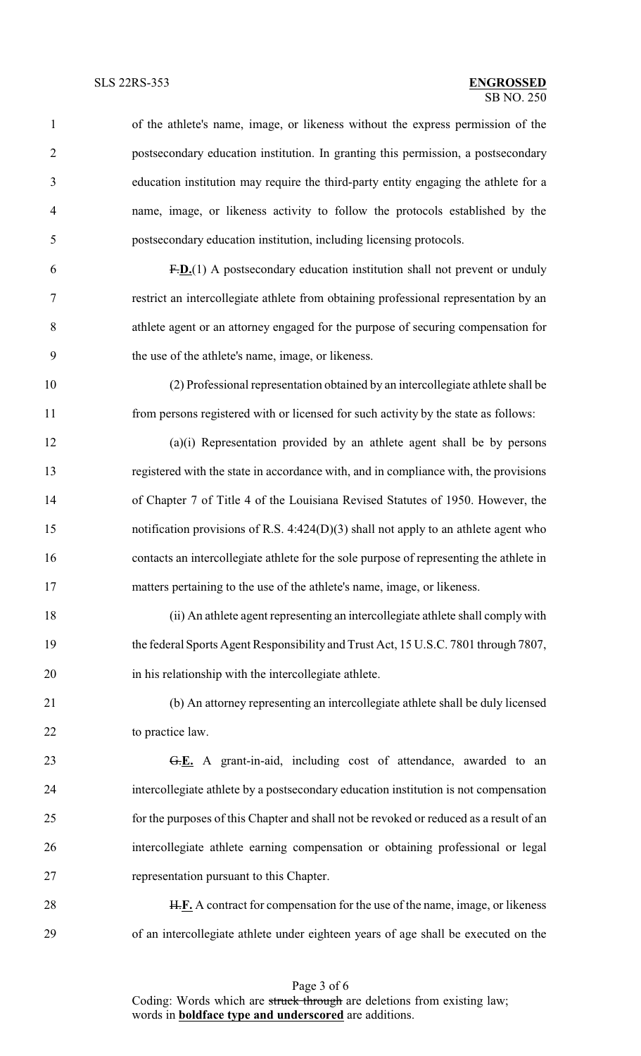of the athlete's name, image, or likeness without the express permission of the postsecondary education institution. In granting this permission, a postsecondary education institution may require the third-party entity engaging the athlete for a name, image, or likeness activity to follow the protocols established by the postsecondary education institution, including licensing protocols.

~~F.~~**D.**(1) A postsecondary education institution shall not prevent or unduly restrict an intercollegiate athlete from obtaining professional representation by an athlete agent or an attorney engaged for the purpose of securing compensation for the use of the athlete's name, image, or likeness.

(2) Professional representation obtained by an intercollegiate athlete shall be from persons registered with or licensed for such activity by the state as follows:

(a)(i) Representation provided by an athlete agent shall be by persons registered with the state in accordance with, and in compliance with, the provisions of Chapter 7 of Title 4 of the Louisiana Revised Statutes of 1950. However, the notification provisions of R.S. 4:424(D)(3) shall not apply to an athlete agent who contacts an intercollegiate athlete for the sole purpose of representing the athlete in matters pertaining to the use of the athlete's name, image, or likeness.

(ii) An athlete agent representing an intercollegiate athlete shall comply with the federal Sports Agent Responsibility and Trust Act, 15 U.S.C. 7801 through 7807, in his relationship with the intercollegiate athlete.

(b) An attorney representing an intercollegiate athlete shall be duly licensed to practice law.

~~G.~~**E.** A grant-in-aid, including cost of attendance, awarded to an intercollegiate athlete by a postsecondary education institution is not compensation for the purposes of this Chapter and shall not be revoked or reduced as a result of an intercollegiate athlete earning compensation or obtaining professional or legal representation pursuant to this Chapter.

~~H.~~**F.** A contract for compensation for the use of the name, image, or likeness of an intercollegiate athlete under eighteen years of age shall be executed on the

Coding: Words which are ~~struck through~~ are deletions from existing law; words in **boldface type and underscored** are additions.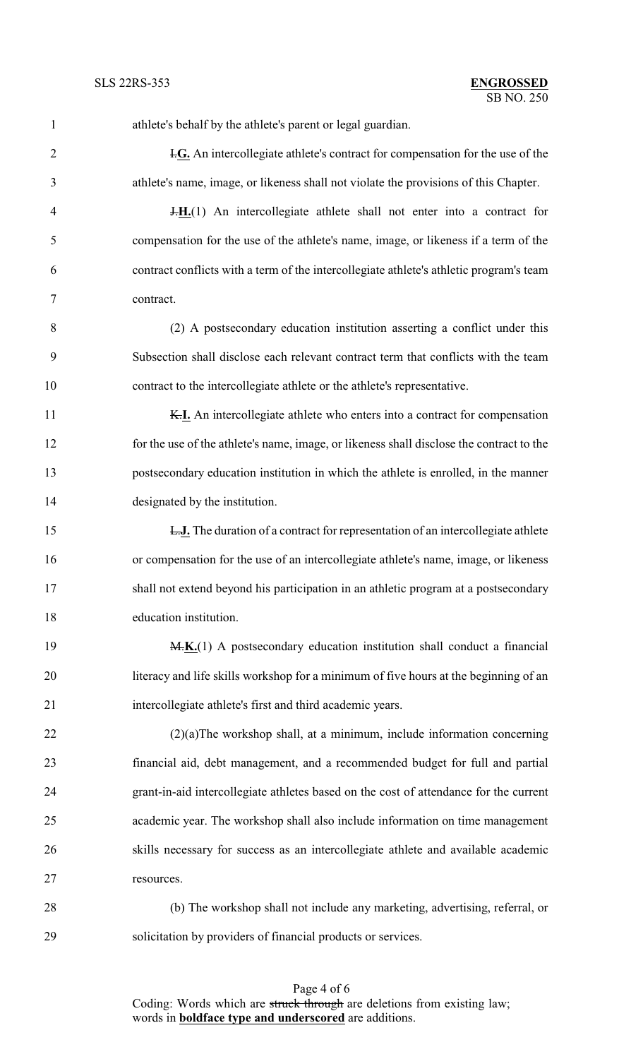athlete's behalf by the athlete's parent or legal guardian.

~~I.~~**G.** An intercollegiate athlete's contract for compensation for the use of the athlete's name, image, or likeness shall not violate the provisions of this Chapter.

~~J.~~**H.**(1) An intercollegiate athlete shall not enter into a contract for compensation for the use of the athlete's name, image, or likeness if a term of the contract conflicts with a term of the intercollegiate athlete's athletic program's team contract.

(2) A postsecondary education institution asserting a conflict under this Subsection shall disclose each relevant contract term that conflicts with the team contract to the intercollegiate athlete or the athlete's representative.

~~K.~~**I.** An intercollegiate athlete who enters into a contract for compensation for the use of the athlete's name, image, or likeness shall disclose the contract to the postsecondary education institution in which the athlete is enrolled, in the manner designated by the institution.

~~L.~~**J.** The duration of a contract for representation of an intercollegiate athlete or compensation for the use of an intercollegiate athlete's name, image, or likeness shall not extend beyond his participation in an athletic program at a postsecondary education institution.

~~M.~~**K.**(1) A postsecondary education institution shall conduct a financial literacy and life skills workshop for a minimum of five hours at the beginning of an intercollegiate athlete's first and third academic years.

(2)(a)The workshop shall, at a minimum, include information concerning financial aid, debt management, and a recommended budget for full and partial grant-in-aid intercollegiate athletes based on the cost of attendance for the current academic year. The workshop shall also include information on time management skills necessary for success as an intercollegiate athlete and available academic resources.

(b) The workshop shall not include any marketing, advertising, referral, or solicitation by providers of financial products or services.

Coding: Words which are ~~struck through~~ are deletions from existing law; words in **boldface type and underscored** are additions.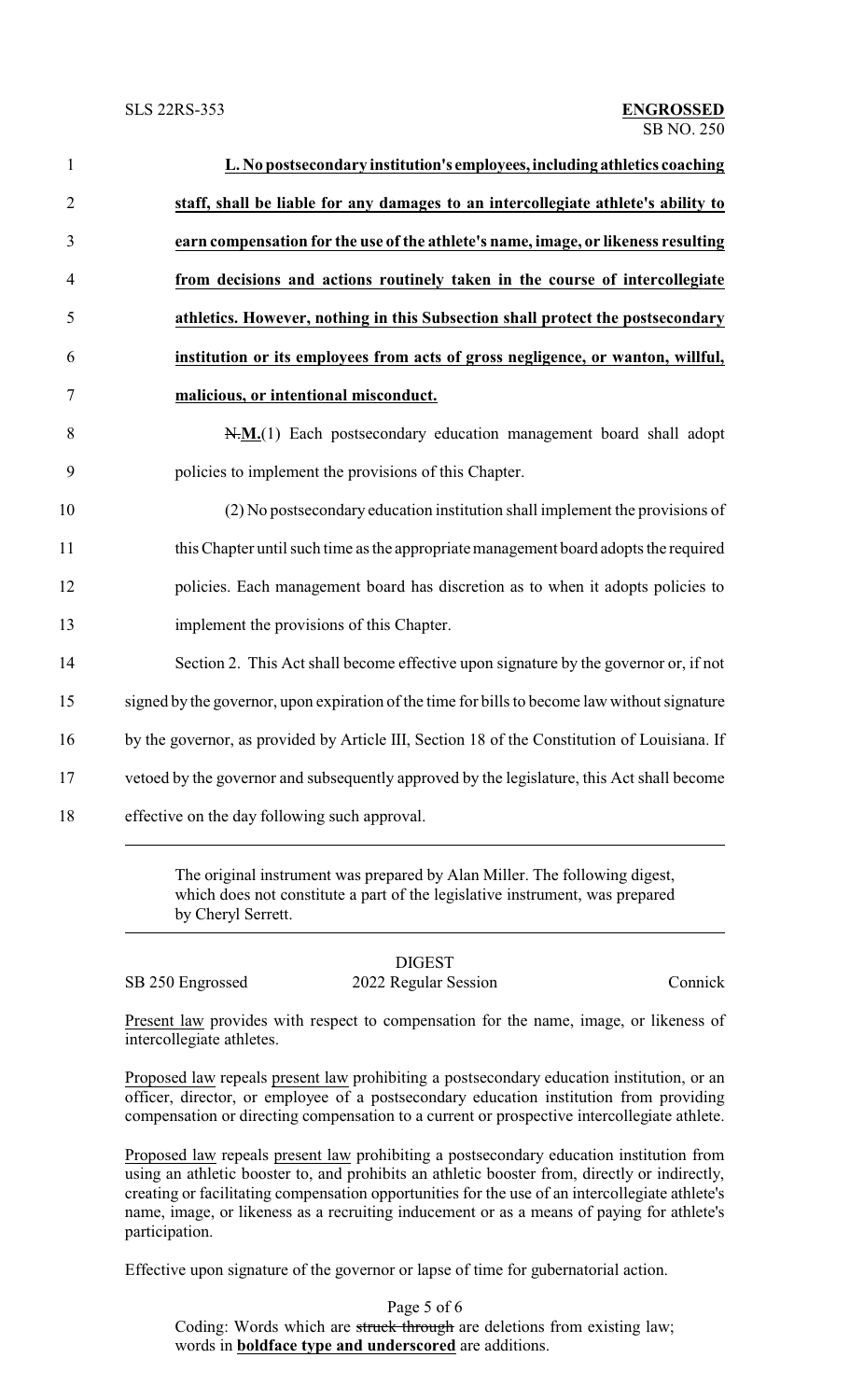**L. No postsecondary institution's employees, including athletics coaching staff, shall be liable for any damages to an intercollegiate athlete's ability to earn compensation for the use of the athlete's name, image, or likeness resulting from decisions and actions routinely taken in the course of intercollegiate athletics. However, nothing in this Subsection shall protect the postsecondary institution or its employees from acts of gross negligence, or wanton, willful, malicious, or intentional misconduct.**

~~N.~~**M.**(1) Each postsecondary education management board shall adopt policies to implement the provisions of this Chapter.

(2) No postsecondary education institution shall implement the provisions of this Chapter until such time as the appropriate management board adopts the required policies. Each management board has discretion as to when it adopts policies to implement the provisions of this Chapter.

Section 2. This Act shall become effective upon signature by the governor or, if not signed by the governor, upon expiration of the time for bills to become law without signature by the governor, as provided by Article III, Section 18 of the Constitution of Louisiana. If vetoed by the governor and subsequently approved by the legislature, this Act shall become effective on the day following such approval.

---

The original instrument was prepared by Alan Miller. The following digest, which does not constitute a part of the legislative instrument, was prepared by Cheryl Serrett.

---

DIGEST

SB 250 Engrossed 2022 Regular Session Connick

Present law provides with respect to compensation for the name, image, or likeness of intercollegiate athletes.

Proposed law repeals present law prohibiting a postsecondary education institution, or an officer, director, or employee of a postsecondary education institution from providing compensation or directing compensation to a current or prospective intercollegiate athlete.

Proposed law repeals present law prohibiting a postsecondary education institution from using an athletic booster to, and prohibits an athletic booster from, directly or indirectly, creating or facilitating compensation opportunities for the use of an intercollegiate athlete's name, image, or likeness as a recruiting inducement or as a means of paying for athlete's participation.

Effective upon signature of the governor or lapse of time for gubernatorial action.

Coding: Words which are ~~struck through~~ are deletions from existing law; words in **boldface type and underscored** are additions.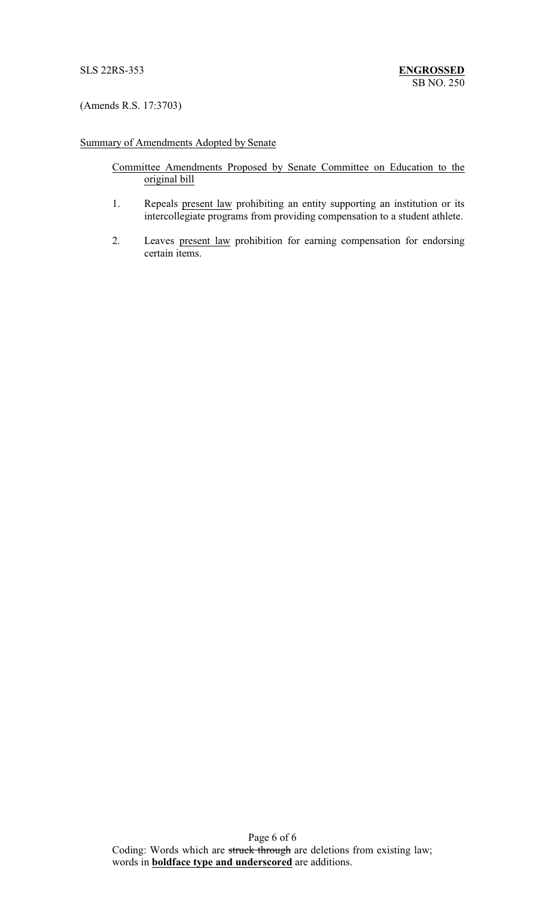SLS 22RS-353

**ENGROSSED**
SB NO. 250

(Amends R.S. 17:3703)

Summary of Amendments Adopted by Senate

Committee Amendments Proposed by Senate Committee on Education to the original bill

1. Repeals present law prohibiting an entity supporting an institution or its intercollegiate programs from providing compensation to a student athlete.

2. Leaves present law prohibition for earning compensation for endorsing certain items.

Coding: Words which are ~~struck through~~ are deletions from existing law; words in **boldface type and underscored** are additions.